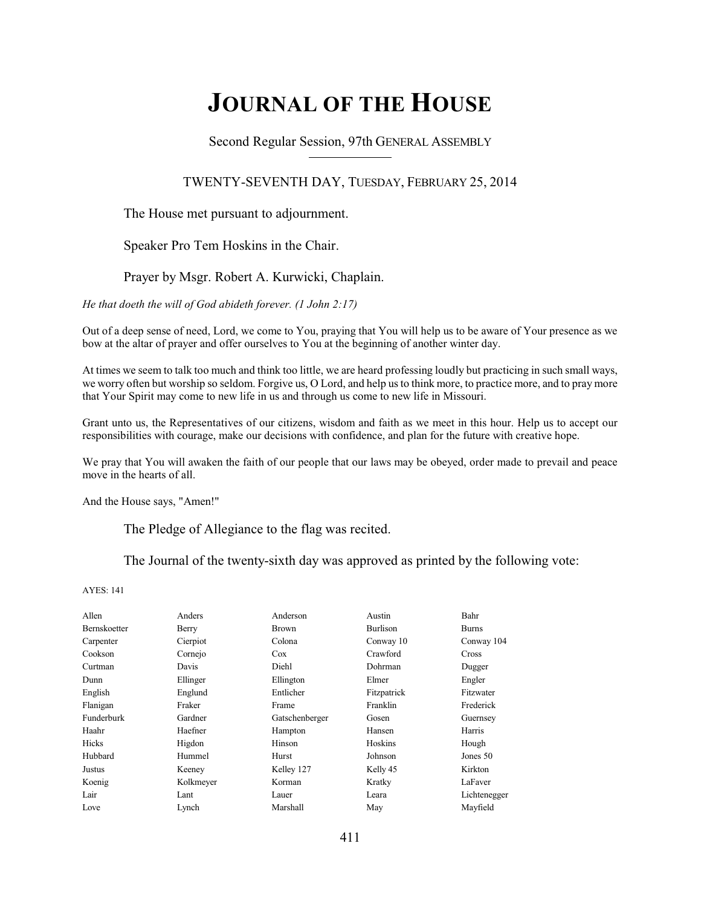# JOURNAL OF THE HOUSE

Second Regular Session, 97th GENERAL ASSEMBLY

TWENTY-SEVENTH DAY, TUESDAY, FEBRUARY 25, 2014

The House met pursuant to adjournment.

Speaker Pro Tem Hoskins in the Chair.

Prayer by Msgr. Robert A. Kurwicki, Chaplain.

*He that doeth the will of God abideth forever. (1 John 2:17)*

Out of a deep sense of need, Lord, we come to You, praying that You will help us to be aware of Your presence as we bow at the altar of prayer and offer ourselves to You at the beginning of another winter day.

At times we seem to talk too much and think too little, we are heard professing loudly but practicing in such small ways, we worry often but worship so seldom. Forgive us, O Lord, and help us to think more, to practice more, and to pray more that Your Spirit may come to new life in us and through us come to new life in Missouri.

Grant unto us, the Representatives of our citizens, wisdom and faith as we meet in this hour. Help us to accept our responsibilities with courage, make our decisions with confidence, and plan for the future with creative hope.

We pray that You will awaken the faith of our people that our laws may be obeyed, order made to prevail and peace move in the hearts of all.

And the House says, "Amen!"

The Pledge of Allegiance to the flag was recited.

The Journal of the twenty-sixth day was approved as printed by the following vote:

AYES: 141

| | | | | |
|---|---|---|---|---|
| Allen | Anders | Anderson | Austin | Bahr |
| Bernskoetter | Berry | Brown | Burlison | Burns |
| Carpenter | Cierpiot | Colona | Conway 10 | Conway 104 |
| Cookson | Cornejo | Cox | Crawford | Cross |
| Curtman | Davis | Diehl | Dohrman | Dugger |
| Dunn | Ellinger | Ellington | Elmer | Engler |
| English | Englund | Entlicher | Fitzpatrick | Fitzwater |
| Flanigan | Fraker | Frame | Franklin | Frederick |
| Funderburk | Gardner | Gatschenberger | Gosen | Guernsey |
| Haahr | Haefner | Hampton | Hansen | Harris |
| Hicks | Higdon | Hinson | Hoskins | Hough |
| Hubbard | Hummel | Hurst | Johnson | Jones 50 |
| Justus | Keeney | Kelley 127 | Kelly 45 | Kirkton |
| Koenig | Kolkmeyer | Korman | Kratky | LaFaver |
| Lair | Lant | Lauer | Leara | Lichtenegger |
| Love | Lynch | Marshall | May | Mayfield |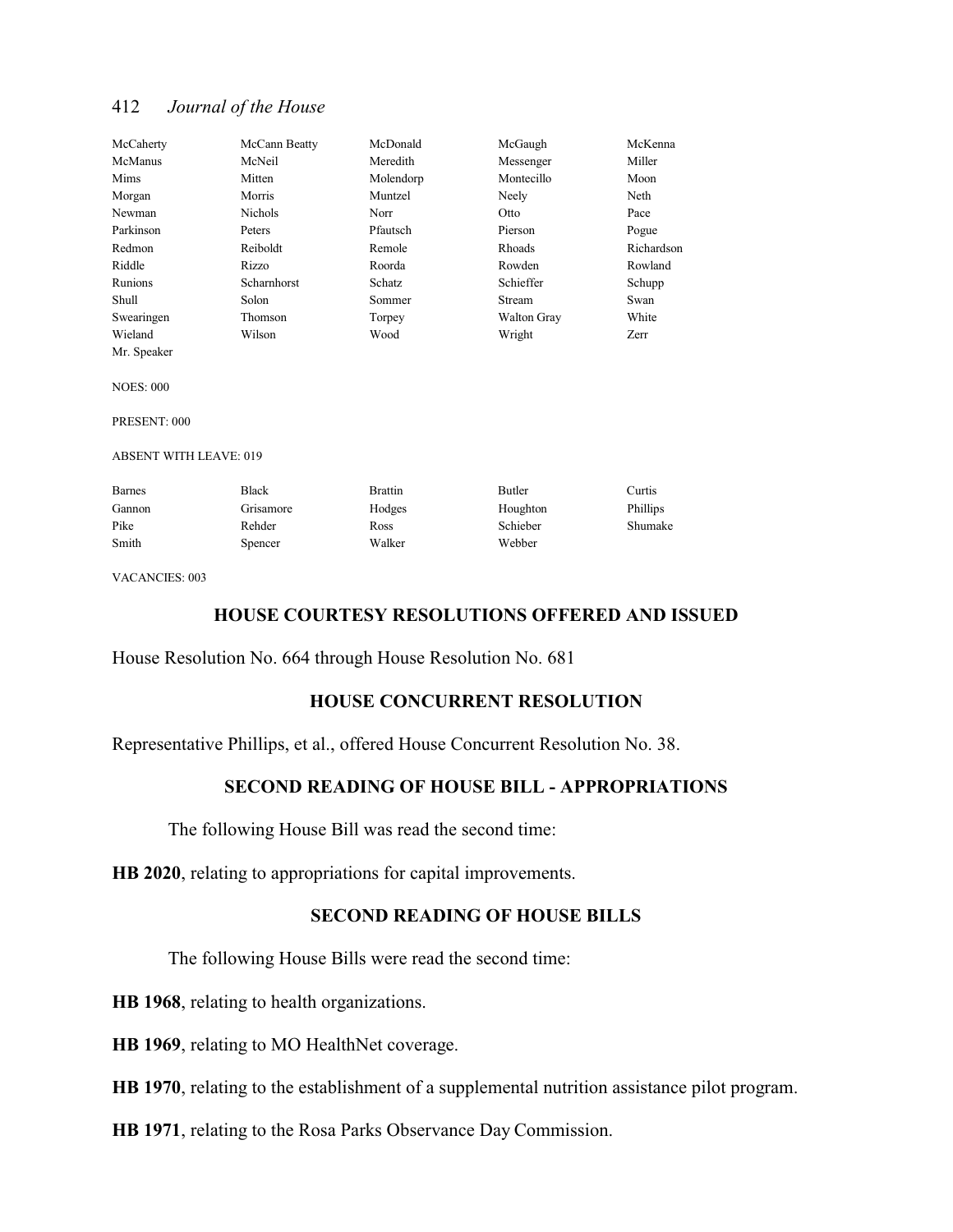| | | | | |
|---|---|---|---|---|
| McCaherty | McCann Beatty | McDonald | McGaugh | McKenna |
| McManus | McNeil | Meredith | Messenger | Miller |
| Mims | Mitten | Molendorp | Montecillo | Moon |
| Morgan | Morris | Muntzel | Neely | Neth |
| Newman | Nichols | Norr | Otto | Pace |
| Parkinson | Peters | Pfautsch | Pierson | Pogue |
| Redmon | Reiboldt | Remole | Rhoads | Richardson |
| Riddle | Rizzo | Roorda | Rowden | Rowland |
| Runions | Scharnhorst | Schatz | Schieffer | Schupp |
| Shull | Solon | Sommer | Stream | Swan |
| Swearingen | Thomson | Torpey | Walton Gray | White |
| Wieland | Wilson | Wood | Wright | Zerr |
| Mr. Speaker | | | | |

NOES: 000

PRESENT: 000

ABSENT WITH LEAVE: 019

| | | | | |
|---|---|---|---|---|
| Barnes | Black | Brattin | Butler | Curtis |
| Gannon | Grisamore | Hodges | Houghton | Phillips |
| Pike | Rehder | Ross | Schieber | Shumake |
| Smith | Spencer | Walker | Webber | |

VACANCIES: 003

## HOUSE COURTESY RESOLUTIONS OFFERED AND ISSUED

House Resolution No. 664 through House Resolution No. 681

## HOUSE CONCURRENT RESOLUTION

Representative Phillips, et al., offered House Concurrent Resolution No. 38.

## SECOND READING OF HOUSE BILL - APPROPRIATIONS

The following House Bill was read the second time:

**HB 2020**, relating to appropriations for capital improvements.

## SECOND READING OF HOUSE BILLS

The following House Bills were read the second time:

**HB 1968**, relating to health organizations.

**HB 1969**, relating to MO HealthNet coverage.

**HB 1970**, relating to the establishment of a supplemental nutrition assistance pilot program.

**HB 1971**, relating to the Rosa Parks Observance Day Commission.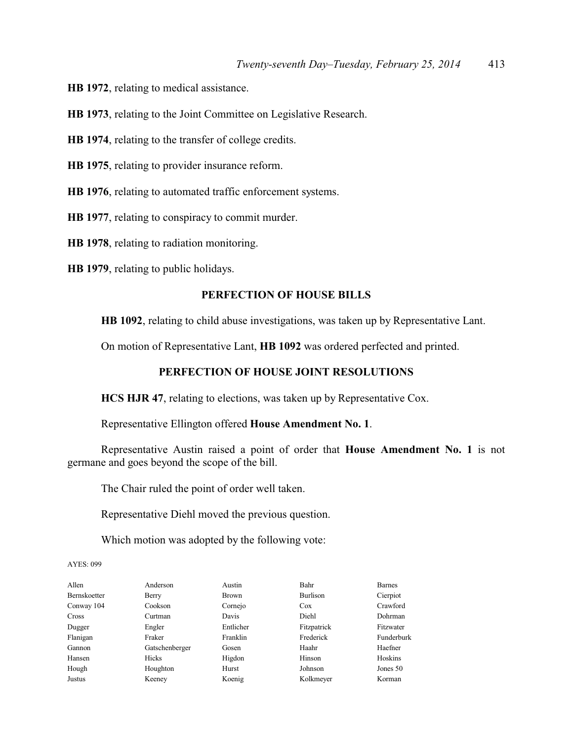**HB 1972**, relating to medical assistance.

**HB 1973**, relating to the Joint Committee on Legislative Research.

**HB 1974**, relating to the transfer of college credits.

**HB 1975**, relating to provider insurance reform.

**HB 1976**, relating to automated traffic enforcement systems.

**HB 1977**, relating to conspiracy to commit murder.

**HB 1978**, relating to radiation monitoring.

**HB 1979**, relating to public holidays.

## PERFECTION OF HOUSE BILLS

**HB 1092**, relating to child abuse investigations, was taken up by Representative Lant.

On motion of Representative Lant, **HB 1092** was ordered perfected and printed.

## PERFECTION OF HOUSE JOINT RESOLUTIONS

**HCS HJR 47**, relating to elections, was taken up by Representative Cox.

Representative Ellington offered **House Amendment No. 1**.

Representative Austin raised a point of order that **House Amendment No. 1** is not germane and goes beyond the scope of the bill.

The Chair ruled the point of order well taken.

Representative Diehl moved the previous question.

Which motion was adopted by the following vote:

AYES: 099

| | | | | |
|---|---|---|---|---|
| Allen | Anderson | Austin | Bahr | Barnes |
| Bernskoetter | Berry | Brown | Burlison | Cierpiot |
| Conway 104 | Cookson | Cornejo | Cox | Crawford |
| Cross | Curtman | Davis | Diehl | Dohrman |
| Dugger | Engler | Entlicher | Fitzpatrick | Fitzwater |
| Flanigan | Fraker | Franklin | Frederick | Funderburk |
| Gannon | Gatschenberger | Gosen | Haahr | Haefner |
| Hansen | Hicks | Higdon | Hinson | Hoskins |
| Hough | Houghton | Hurst | Johnson | Jones 50 |
| Justus | Keeney | Koenig | Kolkmeyer | Korman |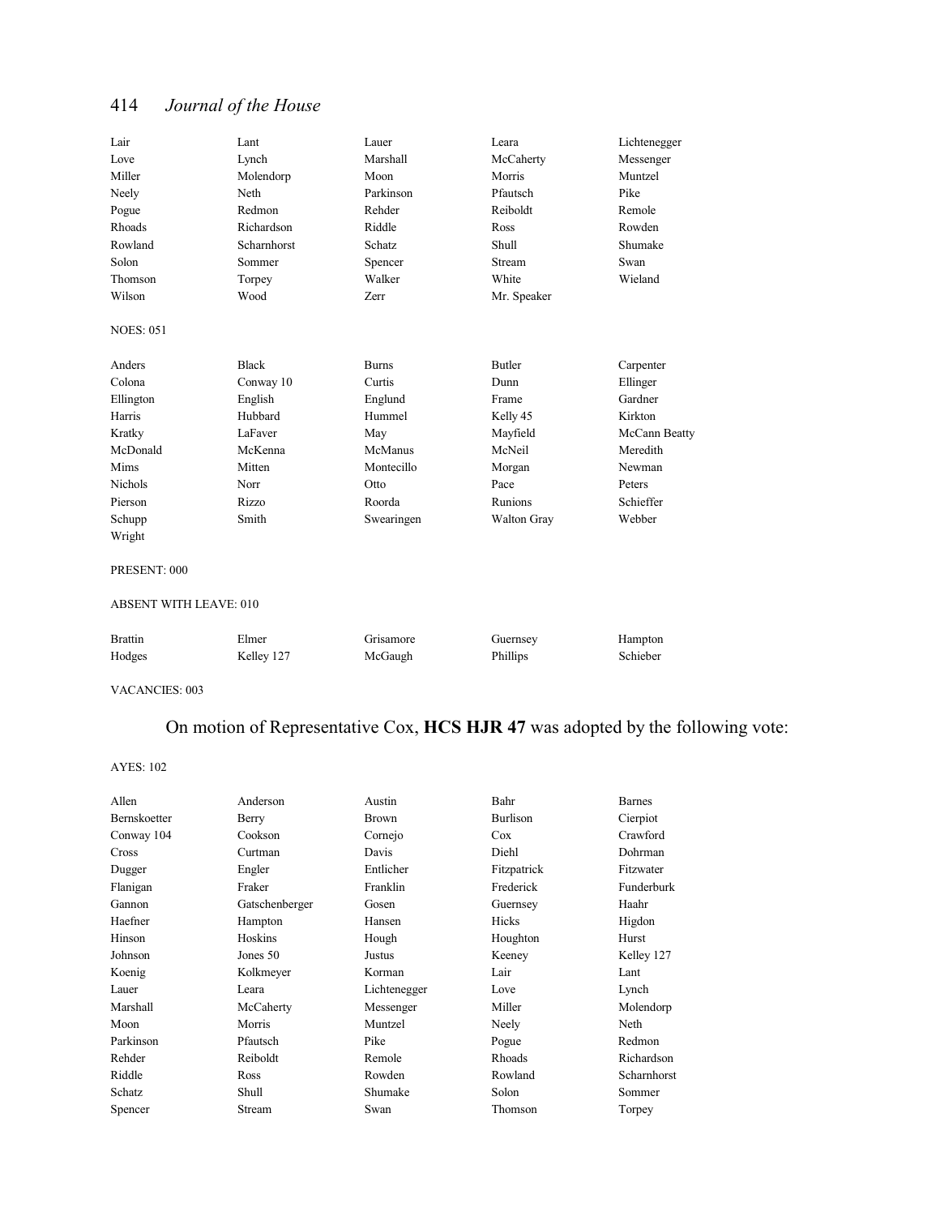| | | | | |
|---|---|---|---|---|
| Lair | Lant | Lauer | Leara | Lichtenegger |
| Love | Lynch | Marshall | McCaherty | Messenger |
| Miller | Molendorp | Moon | Morris | Muntzel |
| Neely | Neth | Parkinson | Pfautsch | Pike |
| Pogue | Redmon | Rehder | Reiboldt | Remole |
| Rhoads | Richardson | Riddle | Ross | Rowden |
| Rowland | Scharnhorst | Schatz | Shull | Shumake |
| Solon | Sommer | Spencer | Stream | Swan |
| Thomson | Torpey | Walker | White | Wieland |
| Wilson | Wood | Zerr | Mr. Speaker | |

NOES: 051

| | | | | |
|---|---|---|---|---|
| Anders | Black | Burns | Butler | Carpenter |
| Colona | Conway 10 | Curtis | Dunn | Ellinger |
| Ellington | English | Englund | Frame | Gardner |
| Harris | Hubbard | Hummel | Kelly 45 | Kirkton |
| Kratky | LaFaver | May | Mayfield | McCann Beatty |
| McDonald | McKenna | McManus | McNeil | Meredith |
| Mims | Mitten | Montecillo | Morgan | Newman |
| Nichols | Norr | Otto | Pace | Peters |
| Pierson | Rizzo | Roorda | Runions | Schieffer |
| Schupp | Smith | Swearingen | Walton Gray | Webber |
| Wright | | | | |

PRESENT: 000

ABSENT WITH LEAVE: 010

| | | | | |
|---|---|---|---|---|
| Brattin | Elmer | Grisamore | Guernsey | Hampton |
| Hodges | Kelley 127 | McGaugh | Phillips | Schieber |

VACANCIES: 003

On motion of Representative Cox, **HCS HJR 47** was adopted by the following vote:

AYES: 102

| | | | | |
|---|---|---|---|---|
| Allen | Anderson | Austin | Bahr | Barnes |
| Bernskoetter | Berry | Brown | Burlison | Cierpiot |
| Conway 104 | Cookson | Cornejo | Cox | Crawford |
| Cross | Curtman | Davis | Diehl | Dohrman |
| Dugger | Engler | Entlicher | Fitzpatrick | Fitzwater |
| Flanigan | Fraker | Franklin | Frederick | Funderburk |
| Gannon | Gatschenberger | Gosen | Guernsey | Haahr |
| Haefner | Hampton | Hansen | Hicks | Higdon |
| Hinson | Hoskins | Hough | Houghton | Hurst |
| Johnson | Jones 50 | Justus | Keeney | Kelley 127 |
| Koenig | Kolkmeyer | Korman | Lair | Lant |
| Lauer | Leara | Lichtenegger | Love | Lynch |
| Marshall | McCaherty | Messenger | Miller | Molendorp |
| Moon | Morris | Muntzel | Neely | Neth |
| Parkinson | Pfautsch | Pike | Pogue | Redmon |
| Rehder | Reiboldt | Remole | Rhoads | Richardson |
| Riddle | Ross | Rowden | Rowland | Scharnhorst |
| Schatz | Shull | Shumake | Solon | Sommer |
| Spencer | Stream | Swan | Thomson | Torpey |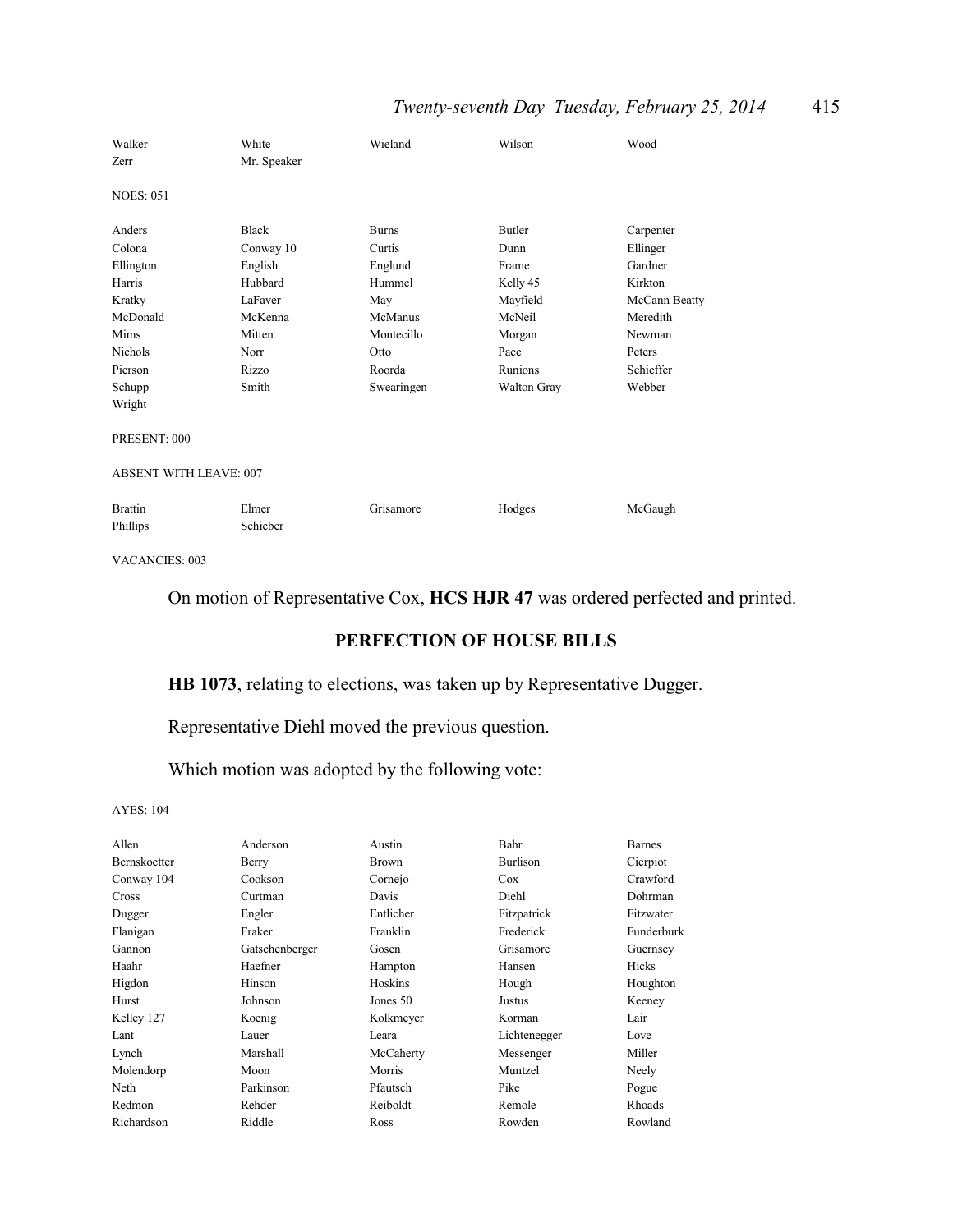| | | | | |
|---|---|---|---|---|
| Walker | White | Wieland | Wilson | Wood |
| Zerr | Mr. Speaker | | | |

NOES: 051

| | | | | |
|---|---|---|---|---|
| Anders | Black | Burns | Butler | Carpenter |
| Colona | Conway 10 | Curtis | Dunn | Ellinger |
| Ellington | English | Englund | Frame | Gardner |
| Harris | Hubbard | Hummel | Kelly 45 | Kirkton |
| Kratky | LaFaver | May | Mayfield | McCann Beatty |
| McDonald | McKenna | McManus | McNeil | Meredith |
| Mims | Mitten | Montecillo | Morgan | Newman |
| Nichols | Norr | Otto | Pace | Peters |
| Pierson | Rizzo | Roorda | Runions | Schieffer |
| Schupp | Smith | Swearingen | Walton Gray | Webber |
| Wright | | | | |

PRESENT: 000

ABSENT WITH LEAVE: 007

| | | | | |
|---|---|---|---|---|
| Brattin | Elmer | Grisamore | Hodges | McGaugh |
| Phillips | Schieber | | | |

VACANCIES: 003

On motion of Representative Cox, **HCS HJR 47** was ordered perfected and printed.

## PERFECTION OF HOUSE BILLS

**HB 1073**, relating to elections, was taken up by Representative Dugger.

Representative Diehl moved the previous question.

Which motion was adopted by the following vote:

AYES: 104

| | | | | |
|---|---|---|---|---|
| Allen | Anderson | Austin | Bahr | Barnes |
| Bernskoetter | Berry | Brown | Burlison | Cierpiot |
| Conway 104 | Cookson | Cornejo | Cox | Crawford |
| Cross | Curtman | Davis | Diehl | Dohrman |
| Dugger | Engler | Entlicher | Fitzpatrick | Fitzwater |
| Flanigan | Fraker | Franklin | Frederick | Funderburk |
| Gannon | Gatschenberger | Gosen | Grisamore | Guernsey |
| Haahr | Haefner | Hampton | Hansen | Hicks |
| Higdon | Hinson | Hoskins | Hough | Houghton |
| Hurst | Johnson | Jones 50 | Justus | Keeney |
| Kelley 127 | Koenig | Kolkmeyer | Korman | Lair |
| Lant | Lauer | Leara | Lichtenegger | Love |
| Lynch | Marshall | McCaherty | Messenger | Miller |
| Molendorp | Moon | Morris | Muntzel | Neely |
| Neth | Parkinson | Pfautsch | Pike | Pogue |
| Redmon | Rehder | Reiboldt | Remole | Rhoads |
| Richardson | Riddle | Ross | Rowden | Rowland |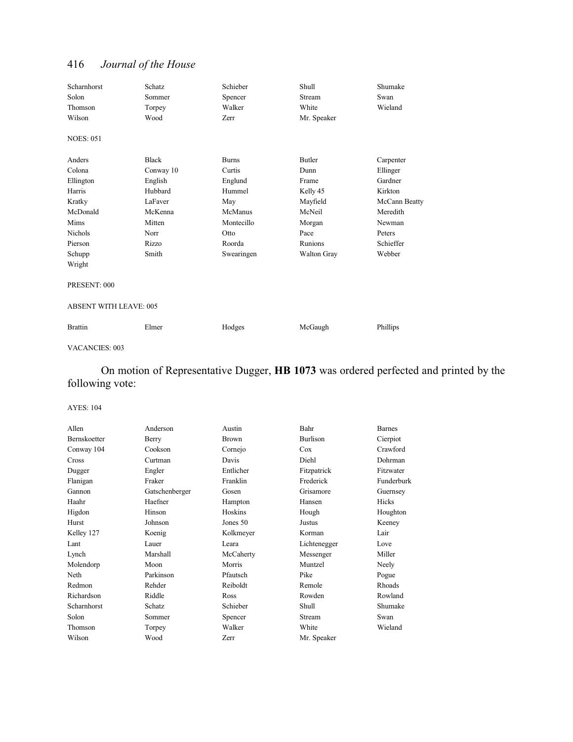| | | | | |
|---|---|---|---|---|
| Scharnhorst | Schatz | Schieber | Shull | Shumake |
| Solon | Sommer | Spencer | Stream | Swan |
| Thomson | Torpey | Walker | White | Wieland |
| Wilson | Wood | Zerr | Mr. Speaker | |

NOES: 051

| | | | | |
|---|---|---|---|---|
| Anders | Black | Burns | Butler | Carpenter |
| Colona | Conway 10 | Curtis | Dunn | Ellinger |
| Ellington | English | Englund | Frame | Gardner |
| Harris | Hubbard | Hummel | Kelly 45 | Kirkton |
| Kratky | LaFaver | May | Mayfield | McCann Beatty |
| McDonald | McKenna | McManus | McNeil | Meredith |
| Mims | Mitten | Montecillo | Morgan | Newman |
| Nichols | Norr | Otto | Pace | Peters |
| Pierson | Rizzo | Roorda | Runions | Schieffer |
| Schupp | Smith | Swearingen | Walton Gray | Webber |
| Wright | | | | |

PRESENT: 000

ABSENT WITH LEAVE: 005

| | | | | |
|---|---|---|---|---|
| Brattin | Elmer | Hodges | McGaugh | Phillips |

VACANCIES: 003

On motion of Representative Dugger, **HB 1073** was ordered perfected and printed by the following vote:

AYES: 104

| | | | | |
|---|---|---|---|---|
| Allen | Anderson | Austin | Bahr | Barnes |
| Bernskoetter | Berry | Brown | Burlison | Cierpiot |
| Conway 104 | Cookson | Cornejo | Cox | Crawford |
| Cross | Curtman | Davis | Diehl | Dohrman |
| Dugger | Engler | Entlicher | Fitzpatrick | Fitzwater |
| Flanigan | Fraker | Franklin | Frederick | Funderburk |
| Gannon | Gatschenberger | Gosen | Grisamore | Guernsey |
| Haahr | Haefner | Hampton | Hansen | Hicks |
| Higdon | Hinson | Hoskins | Hough | Houghton |
| Hurst | Johnson | Jones 50 | Justus | Keeney |
| Kelley 127 | Koenig | Kolkmeyer | Korman | Lair |
| Lant | Lauer | Leara | Lichtenegger | Love |
| Lynch | Marshall | McCaherty | Messenger | Miller |
| Molendorp | Moon | Morris | Muntzel | Neely |
| Neth | Parkinson | Pfautsch | Pike | Pogue |
| Redmon | Rehder | Reiboldt | Remole | Rhoads |
| Richardson | Riddle | Ross | Rowden | Rowland |
| Scharnhorst | Schatz | Schieber | Shull | Shumake |
| Solon | Sommer | Spencer | Stream | Swan |
| Thomson | Torpey | Walker | White | Wieland |
| Wilson | Wood | Zerr | Mr. Speaker | |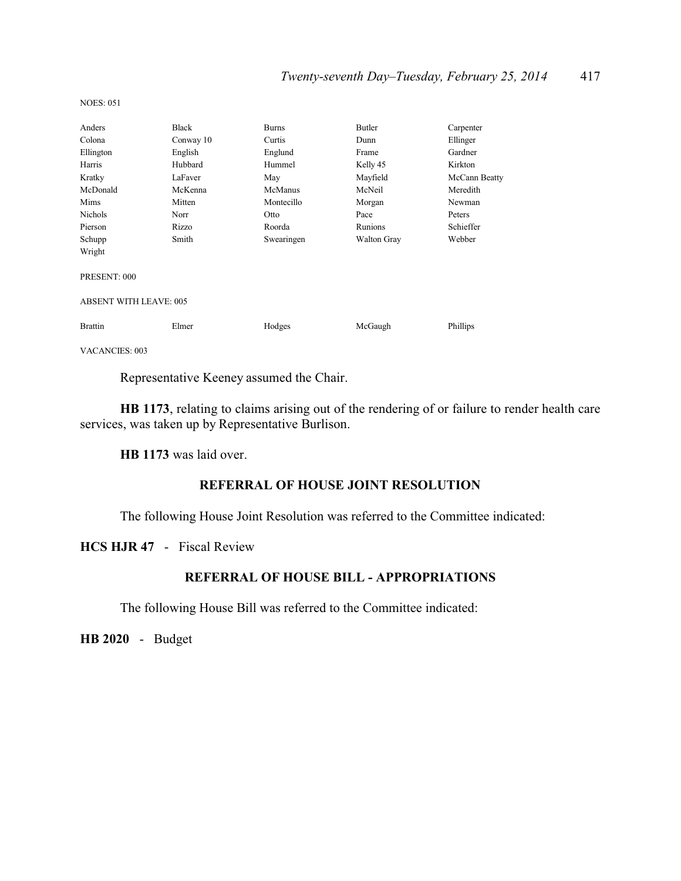NOES: 051

| | | | | |
|---|---|---|---|---|
| Anders | Black | Burns | Butler | Carpenter |
| Colona | Conway 10 | Curtis | Dunn | Ellinger |
| Ellington | English | Englund | Frame | Gardner |
| Harris | Hubbard | Hummel | Kelly 45 | Kirkton |
| Kratky | LaFaver | May | Mayfield | McCann Beatty |
| McDonald | McKenna | McManus | McNeil | Meredith |
| Mims | Mitten | Montecillo | Morgan | Newman |
| Nichols | Norr | Otto | Pace | Peters |
| Pierson | Rizzo | Roorda | Runions | Schieffer |
| Schupp | Smith | Swearingen | Walton Gray | Webber |
| Wright | | | | |

PRESENT: 000

ABSENT WITH LEAVE: 005

| | | | | |
|---|---|---|---|---|
| Brattin | Elmer | Hodges | McGaugh | Phillips |

VACANCIES: 003

Representative Keeney assumed the Chair.

**HB 1173**, relating to claims arising out of the rendering of or failure to render health care services, was taken up by Representative Burlison.

**HB 1173** was laid over.

## REFERRAL OF HOUSE JOINT RESOLUTION

The following House Joint Resolution was referred to the Committee indicated:

**HCS HJR 47** - Fiscal Review

## REFERRAL OF HOUSE BILL - APPROPRIATIONS

The following House Bill was referred to the Committee indicated:

**HB 2020** - Budget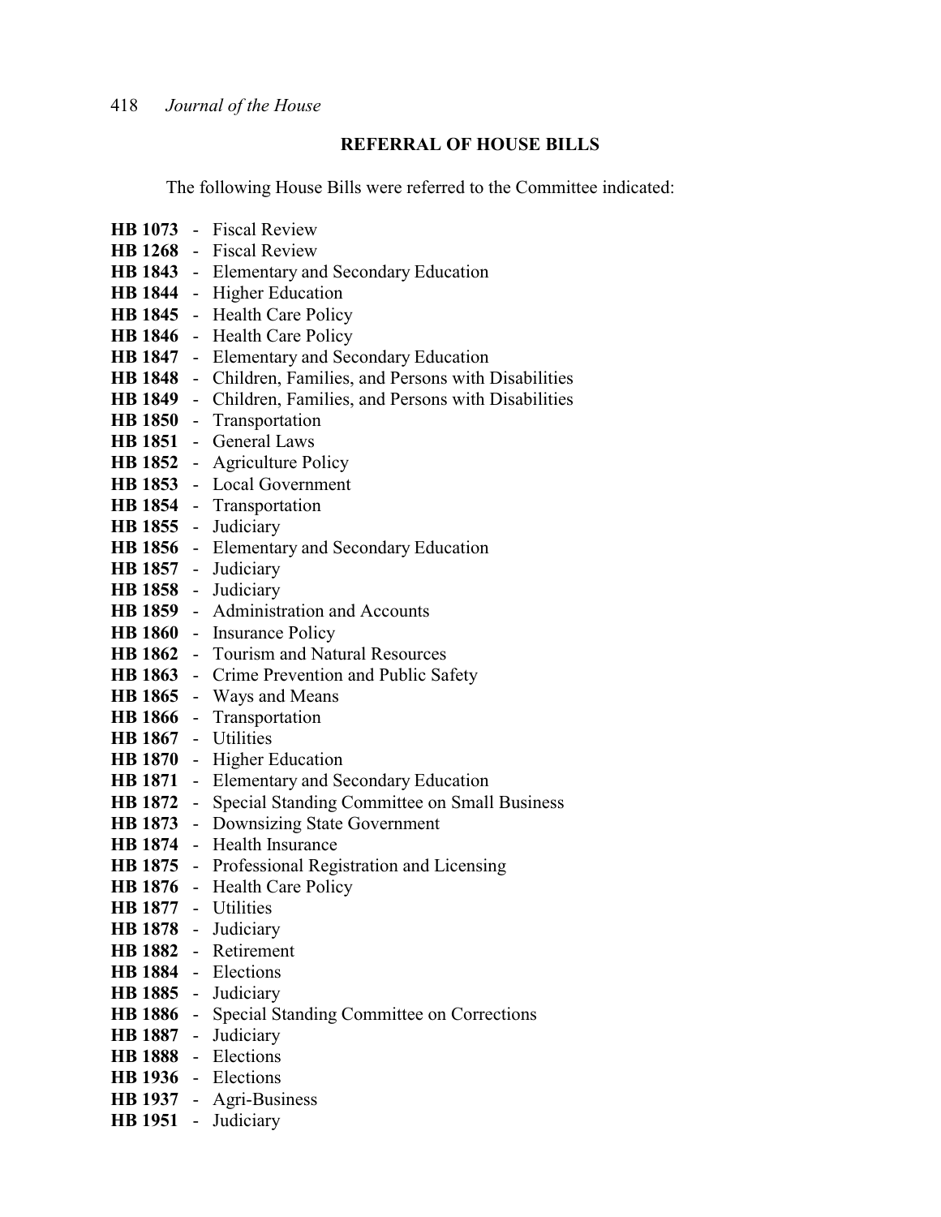## REFERRAL OF HOUSE BILLS

The following House Bills were referred to the Committee indicated:

**HB 1073** - Fiscal Review
**HB 1268** - Fiscal Review
**HB 1843** - Elementary and Secondary Education
**HB 1844** - Higher Education
**HB 1845** - Health Care Policy
**HB 1846** - Health Care Policy
**HB 1847** - Elementary and Secondary Education
**HB 1848** - Children, Families, and Persons with Disabilities
**HB 1849** - Children, Families, and Persons with Disabilities
**HB 1850** - Transportation
**HB 1851** - General Laws
**HB 1852** - Agriculture Policy
**HB 1853** - Local Government
**HB 1854** - Transportation
**HB 1855** - Judiciary
**HB 1856** - Elementary and Secondary Education
**HB 1857** - Judiciary
**HB 1858** - Judiciary
**HB 1859** - Administration and Accounts
**HB 1860** - Insurance Policy
**HB 1862** - Tourism and Natural Resources
**HB 1863** - Crime Prevention and Public Safety
**HB 1865** - Ways and Means
**HB 1866** - Transportation
**HB 1867** - Utilities
**HB 1870** - Higher Education
**HB 1871** - Elementary and Secondary Education
**HB 1872** - Special Standing Committee on Small Business
**HB 1873** - Downsizing State Government
**HB 1874** - Health Insurance
**HB 1875** - Professional Registration and Licensing
**HB 1876** - Health Care Policy
**HB 1877** - Utilities
**HB 1878** - Judiciary
**HB 1882** - Retirement
**HB 1884** - Elections
**HB 1885** - Judiciary
**HB 1886** - Special Standing Committee on Corrections
**HB 1887** - Judiciary
**HB 1888** - Elections
**HB 1936** - Elections
**HB 1937** - Agri-Business
**HB 1951** - Judiciary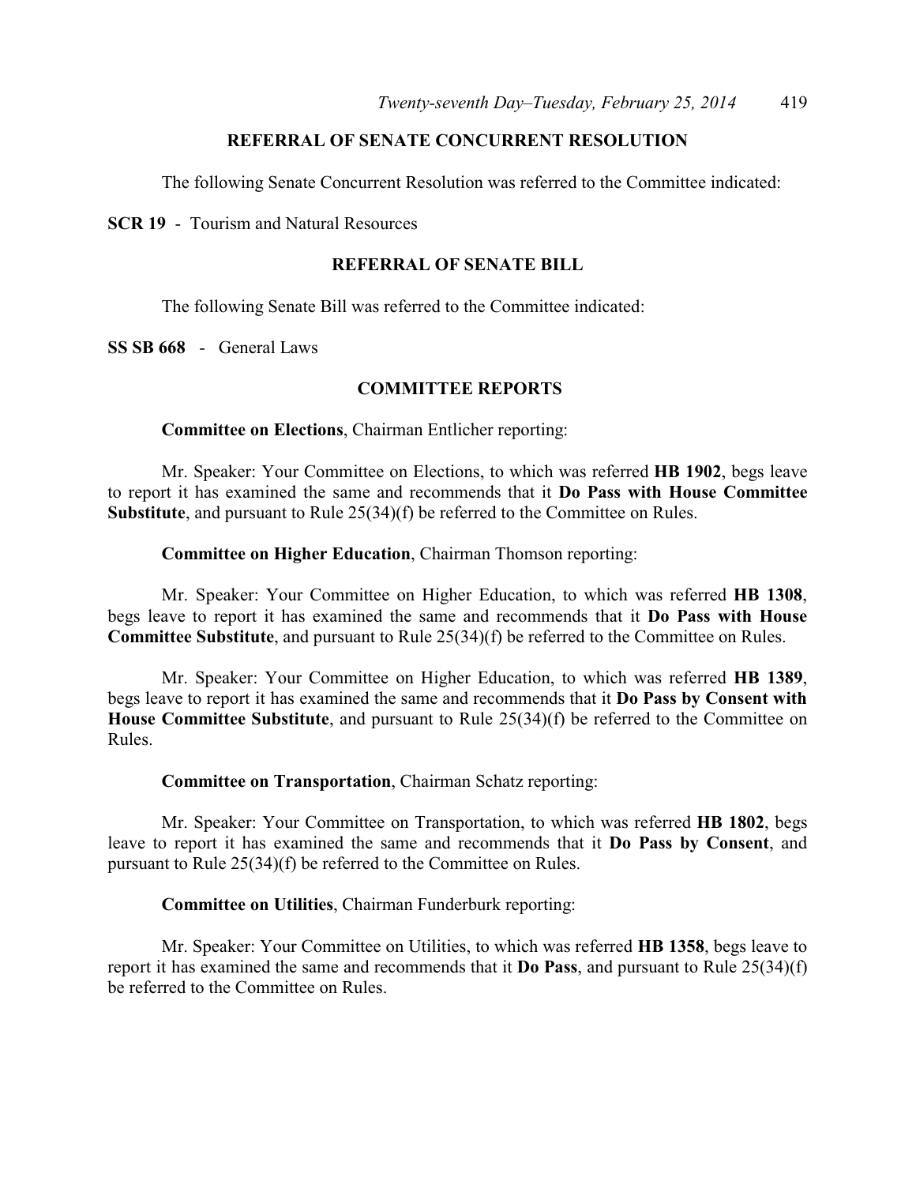## REFERRAL OF SENATE CONCURRENT RESOLUTION

The following Senate Concurrent Resolution was referred to the Committee indicated:

**SCR 19** - Tourism and Natural Resources

## REFERRAL OF SENATE BILL

The following Senate Bill was referred to the Committee indicated:

**SS SB 668** - General Laws

## COMMITTEE REPORTS

**Committee on Elections**, Chairman Entlicher reporting:

Mr. Speaker: Your Committee on Elections, to which was referred **HB 1902**, begs leave to report it has examined the same and recommends that it **Do Pass with House Committee Substitute**, and pursuant to Rule 25(34)(f) be referred to the Committee on Rules.

**Committee on Higher Education**, Chairman Thomson reporting:

Mr. Speaker: Your Committee on Higher Education, to which was referred **HB 1308**, begs leave to report it has examined the same and recommends that it **Do Pass with House Committee Substitute**, and pursuant to Rule 25(34)(f) be referred to the Committee on Rules.

Mr. Speaker: Your Committee on Higher Education, to which was referred **HB 1389**, begs leave to report it has examined the same and recommends that it **Do Pass by Consent with House Committee Substitute**, and pursuant to Rule 25(34)(f) be referred to the Committee on Rules.

**Committee on Transportation**, Chairman Schatz reporting:

Mr. Speaker: Your Committee on Transportation, to which was referred **HB 1802**, begs leave to report it has examined the same and recommends that it **Do Pass by Consent**, and pursuant to Rule 25(34)(f) be referred to the Committee on Rules.

**Committee on Utilities**, Chairman Funderburk reporting:

Mr. Speaker: Your Committee on Utilities, to which was referred **HB 1358**, begs leave to report it has examined the same and recommends that it **Do Pass**, and pursuant to Rule 25(34)(f) be referred to the Committee on Rules.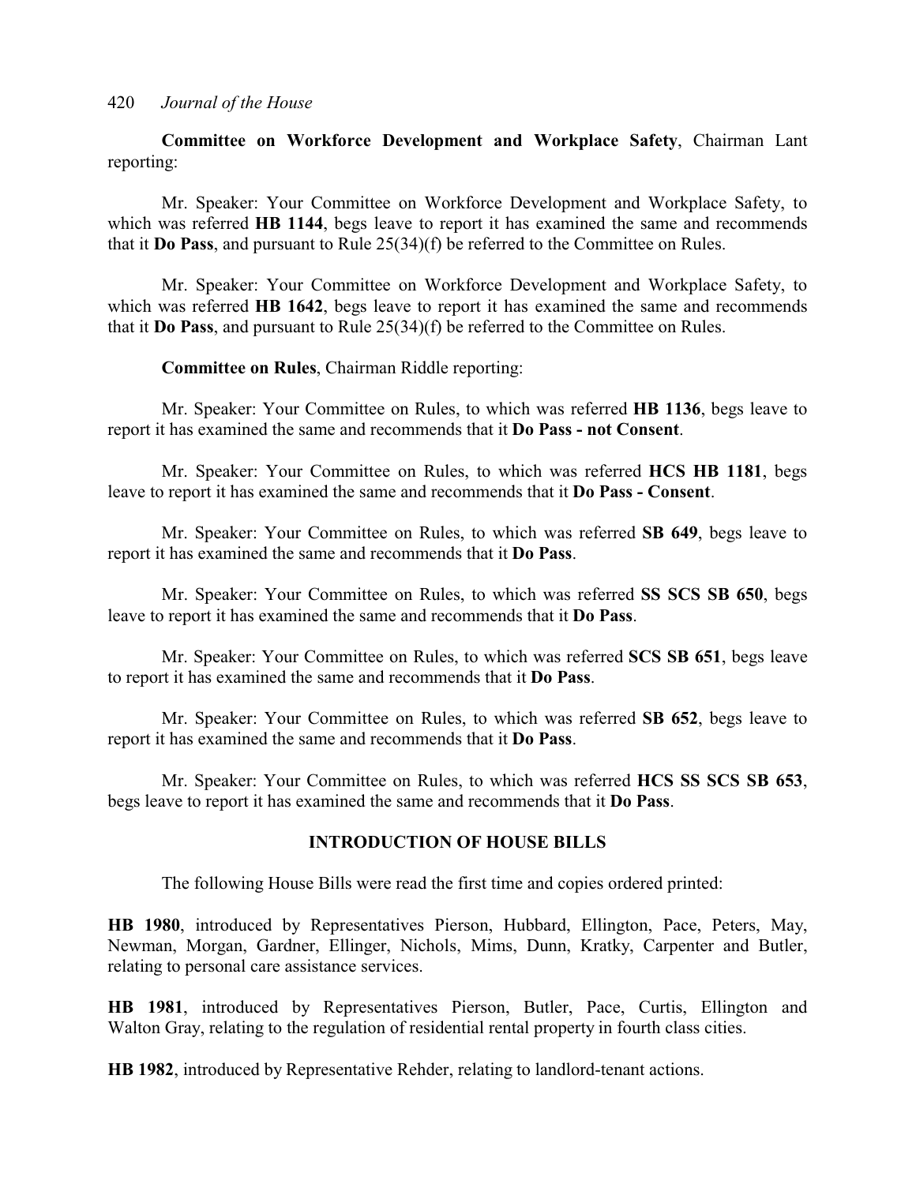**Committee on Workforce Development and Workplace Safety**, Chairman Lant reporting:

Mr. Speaker: Your Committee on Workforce Development and Workplace Safety, to which was referred **HB 1144**, begs leave to report it has examined the same and recommends that it **Do Pass**, and pursuant to Rule 25(34)(f) be referred to the Committee on Rules.

Mr. Speaker: Your Committee on Workforce Development and Workplace Safety, to which was referred **HB 1642**, begs leave to report it has examined the same and recommends that it **Do Pass**, and pursuant to Rule 25(34)(f) be referred to the Committee on Rules.

**Committee on Rules**, Chairman Riddle reporting:

Mr. Speaker: Your Committee on Rules, to which was referred **HB 1136**, begs leave to report it has examined the same and recommends that it **Do Pass - not Consent**.

Mr. Speaker: Your Committee on Rules, to which was referred **HCS HB 1181**, begs leave to report it has examined the same and recommends that it **Do Pass - Consent**.

Mr. Speaker: Your Committee on Rules, to which was referred **SB 649**, begs leave to report it has examined the same and recommends that it **Do Pass**.

Mr. Speaker: Your Committee on Rules, to which was referred **SS SCS SB 650**, begs leave to report it has examined the same and recommends that it **Do Pass**.

Mr. Speaker: Your Committee on Rules, to which was referred **SCS SB 651**, begs leave to report it has examined the same and recommends that it **Do Pass**.

Mr. Speaker: Your Committee on Rules, to which was referred **SB 652**, begs leave to report it has examined the same and recommends that it **Do Pass**.

Mr. Speaker: Your Committee on Rules, to which was referred **HCS SS SCS SB 653**, begs leave to report it has examined the same and recommends that it **Do Pass**.

## INTRODUCTION OF HOUSE BILLS

The following House Bills were read the first time and copies ordered printed:

**HB 1980**, introduced by Representatives Pierson, Hubbard, Ellington, Pace, Peters, May, Newman, Morgan, Gardner, Ellinger, Nichols, Mims, Dunn, Kratky, Carpenter and Butler, relating to personal care assistance services.

**HB 1981**, introduced by Representatives Pierson, Butler, Pace, Curtis, Ellington and Walton Gray, relating to the regulation of residential rental property in fourth class cities.

**HB 1982**, introduced by Representative Rehder, relating to landlord-tenant actions.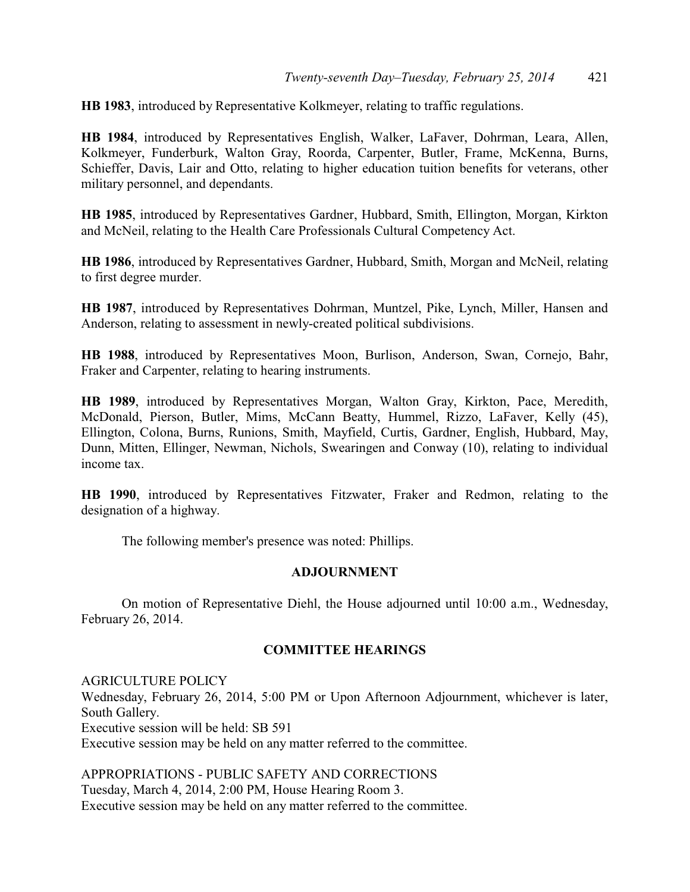**HB 1983**, introduced by Representative Kolkmeyer, relating to traffic regulations.

**HB 1984**, introduced by Representatives English, Walker, LaFaver, Dohrman, Leara, Allen, Kolkmeyer, Funderburk, Walton Gray, Roorda, Carpenter, Butler, Frame, McKenna, Burns, Schieffer, Davis, Lair and Otto, relating to higher education tuition benefits for veterans, other military personnel, and dependants.

**HB 1985**, introduced by Representatives Gardner, Hubbard, Smith, Ellington, Morgan, Kirkton and McNeil, relating to the Health Care Professionals Cultural Competency Act.

**HB 1986**, introduced by Representatives Gardner, Hubbard, Smith, Morgan and McNeil, relating to first degree murder.

**HB 1987**, introduced by Representatives Dohrman, Muntzel, Pike, Lynch, Miller, Hansen and Anderson, relating to assessment in newly-created political subdivisions.

**HB 1988**, introduced by Representatives Moon, Burlison, Anderson, Swan, Cornejo, Bahr, Fraker and Carpenter, relating to hearing instruments.

**HB 1989**, introduced by Representatives Morgan, Walton Gray, Kirkton, Pace, Meredith, McDonald, Pierson, Butler, Mims, McCann Beatty, Hummel, Rizzo, LaFaver, Kelly (45), Ellington, Colona, Burns, Runions, Smith, Mayfield, Curtis, Gardner, English, Hubbard, May, Dunn, Mitten, Ellinger, Newman, Nichols, Swearingen and Conway (10), relating to individual income tax.

**HB 1990**, introduced by Representatives Fitzwater, Fraker and Redmon, relating to the designation of a highway.

The following member's presence was noted: Phillips.

## ADJOURNMENT

On motion of Representative Diehl, the House adjourned until 10:00 a.m., Wednesday, February 26, 2014.

## COMMITTEE HEARINGS

AGRICULTURE POLICY
Wednesday, February 26, 2014, 5:00 PM or Upon Afternoon Adjournment, whichever is later, South Gallery.
Executive session will be held: SB 591
Executive session may be held on any matter referred to the committee.

APPROPRIATIONS - PUBLIC SAFETY AND CORRECTIONS
Tuesday, March 4, 2014, 2:00 PM, House Hearing Room 3.
Executive session may be held on any matter referred to the committee.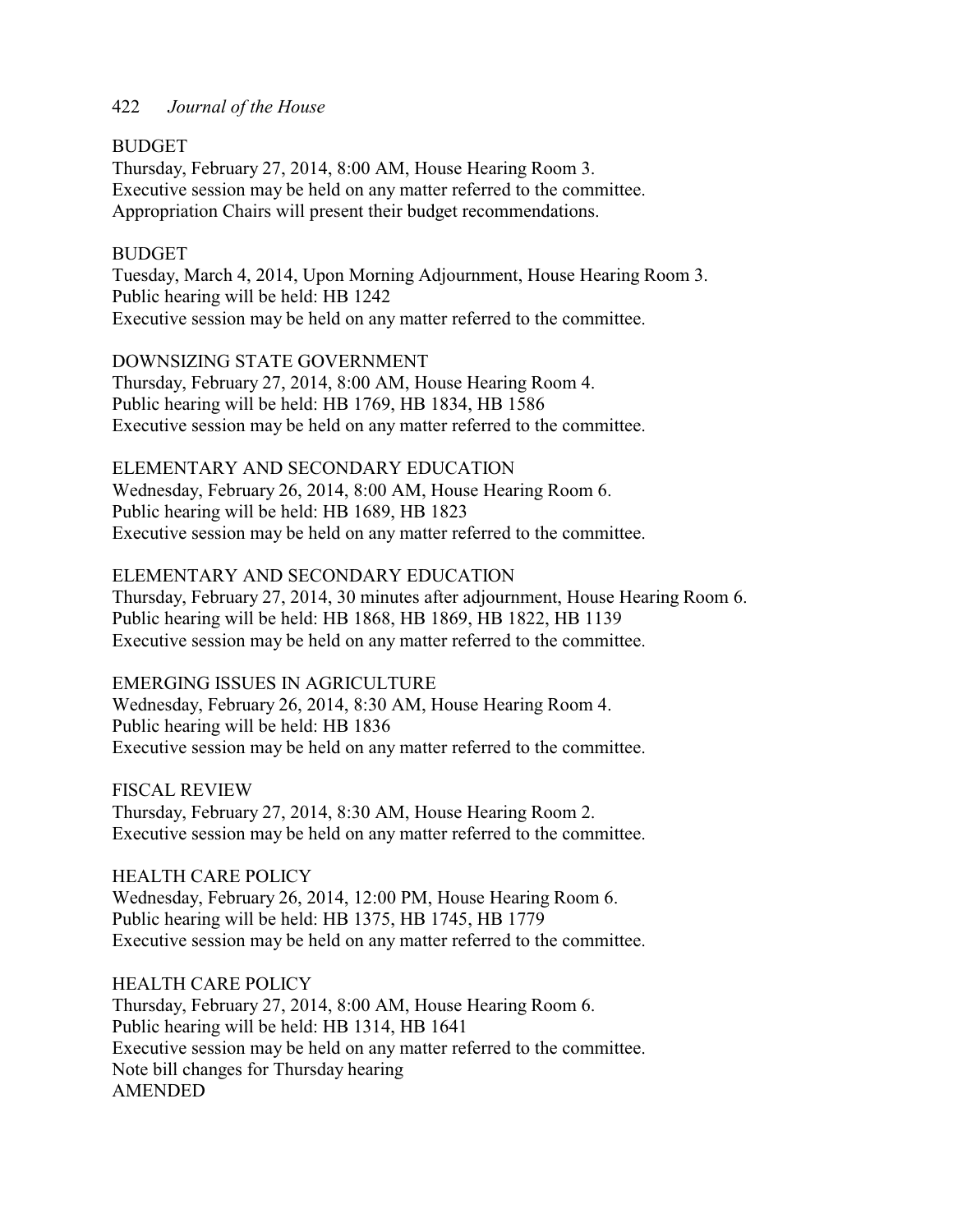BUDGET
Thursday, February 27, 2014, 8:00 AM, House Hearing Room 3.
Executive session may be held on any matter referred to the committee.
Appropriation Chairs will present their budget recommendations.

BUDGET
Tuesday, March 4, 2014, Upon Morning Adjournment, House Hearing Room 3.
Public hearing will be held: HB 1242
Executive session may be held on any matter referred to the committee.

DOWNSIZING STATE GOVERNMENT
Thursday, February 27, 2014, 8:00 AM, House Hearing Room 4.
Public hearing will be held: HB 1769, HB 1834, HB 1586
Executive session may be held on any matter referred to the committee.

ELEMENTARY AND SECONDARY EDUCATION
Wednesday, February 26, 2014, 8:00 AM, House Hearing Room 6.
Public hearing will be held: HB 1689, HB 1823
Executive session may be held on any matter referred to the committee.

ELEMENTARY AND SECONDARY EDUCATION
Thursday, February 27, 2014, 30 minutes after adjournment, House Hearing Room 6.
Public hearing will be held: HB 1868, HB 1869, HB 1822, HB 1139
Executive session may be held on any matter referred to the committee.

EMERGING ISSUES IN AGRICULTURE
Wednesday, February 26, 2014, 8:30 AM, House Hearing Room 4.
Public hearing will be held: HB 1836
Executive session may be held on any matter referred to the committee.

FISCAL REVIEW
Thursday, February 27, 2014, 8:30 AM, House Hearing Room 2.
Executive session may be held on any matter referred to the committee.

HEALTH CARE POLICY
Wednesday, February 26, 2014, 12:00 PM, House Hearing Room 6.
Public hearing will be held: HB 1375, HB 1745, HB 1779
Executive session may be held on any matter referred to the committee.

HEALTH CARE POLICY
Thursday, February 27, 2014, 8:00 AM, House Hearing Room 6.
Public hearing will be held: HB 1314, HB 1641
Executive session may be held on any matter referred to the committee.
Note bill changes for Thursday hearing
AMENDED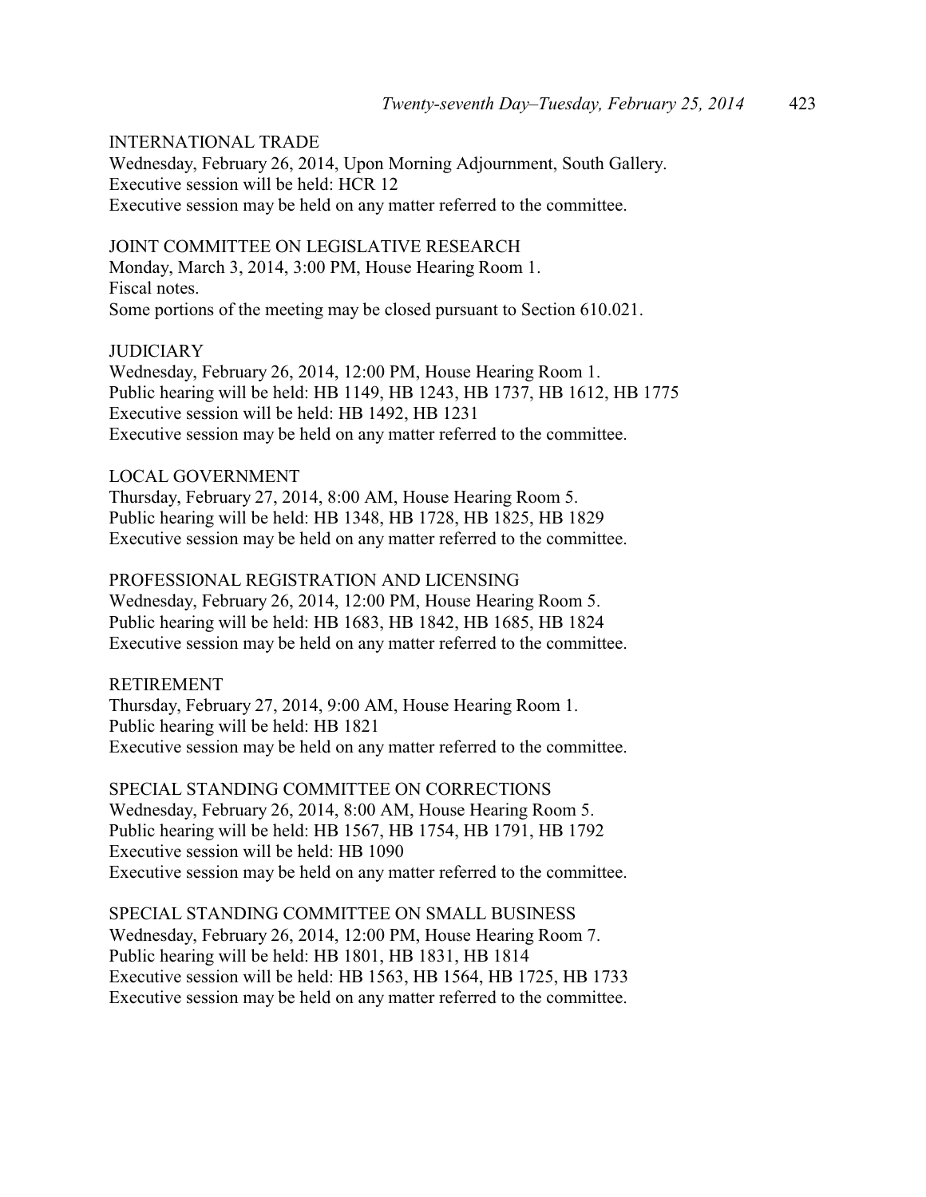INTERNATIONAL TRADE
Wednesday, February 26, 2014, Upon Morning Adjournment, South Gallery.
Executive session will be held: HCR 12
Executive session may be held on any matter referred to the committee.

JOINT COMMITTEE ON LEGISLATIVE RESEARCH
Monday, March 3, 2014, 3:00 PM, House Hearing Room 1.
Fiscal notes.
Some portions of the meeting may be closed pursuant to Section 610.021.

JUDICIARY
Wednesday, February 26, 2014, 12:00 PM, House Hearing Room 1.
Public hearing will be held: HB 1149, HB 1243, HB 1737, HB 1612, HB 1775
Executive session will be held: HB 1492, HB 1231
Executive session may be held on any matter referred to the committee.

LOCAL GOVERNMENT
Thursday, February 27, 2014, 8:00 AM, House Hearing Room 5.
Public hearing will be held: HB 1348, HB 1728, HB 1825, HB 1829
Executive session may be held on any matter referred to the committee.

PROFESSIONAL REGISTRATION AND LICENSING
Wednesday, February 26, 2014, 12:00 PM, House Hearing Room 5.
Public hearing will be held: HB 1683, HB 1842, HB 1685, HB 1824
Executive session may be held on any matter referred to the committee.

RETIREMENT
Thursday, February 27, 2014, 9:00 AM, House Hearing Room 1.
Public hearing will be held: HB 1821
Executive session may be held on any matter referred to the committee.

SPECIAL STANDING COMMITTEE ON CORRECTIONS
Wednesday, February 26, 2014, 8:00 AM, House Hearing Room 5.
Public hearing will be held: HB 1567, HB 1754, HB 1791, HB 1792
Executive session will be held: HB 1090
Executive session may be held on any matter referred to the committee.

SPECIAL STANDING COMMITTEE ON SMALL BUSINESS
Wednesday, February 26, 2014, 12:00 PM, House Hearing Room 7.
Public hearing will be held: HB 1801, HB 1831, HB 1814
Executive session will be held: HB 1563, HB 1564, HB 1725, HB 1733
Executive session may be held on any matter referred to the committee.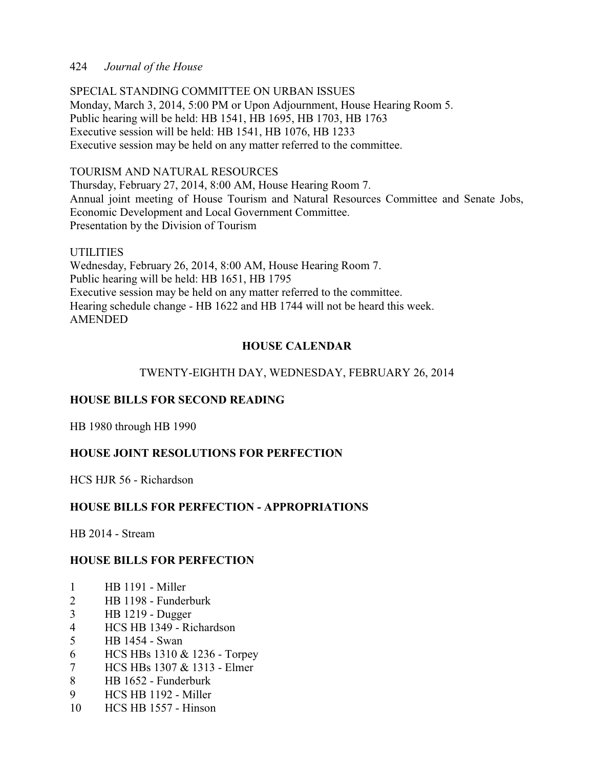SPECIAL STANDING COMMITTEE ON URBAN ISSUES
Monday, March 3, 2014, 5:00 PM or Upon Adjournment, House Hearing Room 5.
Public hearing will be held: HB 1541, HB 1695, HB 1703, HB 1763
Executive session will be held: HB 1541, HB 1076, HB 1233
Executive session may be held on any matter referred to the committee.

TOURISM AND NATURAL RESOURCES
Thursday, February 27, 2014, 8:00 AM, House Hearing Room 7.
Annual joint meeting of House Tourism and Natural Resources Committee and Senate Jobs, Economic Development and Local Government Committee.
Presentation by the Division of Tourism

UTILITIES
Wednesday, February 26, 2014, 8:00 AM, House Hearing Room 7.
Public hearing will be held: HB 1651, HB 1795
Executive session may be held on any matter referred to the committee.
Hearing schedule change - HB 1622 and HB 1744 will not be heard this week.
AMENDED

## HOUSE CALENDAR

TWENTY-EIGHTH DAY, WEDNESDAY, FEBRUARY 26, 2014

### HOUSE BILLS FOR SECOND READING

HB 1980 through HB 1990

### HOUSE JOINT RESOLUTIONS FOR PERFECTION

HCS HJR 56 - Richardson

### HOUSE BILLS FOR PERFECTION - APPROPRIATIONS

HB 2014 - Stream

### HOUSE BILLS FOR PERFECTION

1 HB 1191 - Miller
2 HB 1198 - Funderburk
3 HB 1219 - Dugger
4 HCS HB 1349 - Richardson
5 HB 1454 - Swan
6 HCS HBs 1310 & 1236 - Torpey
7 HCS HBs 1307 & 1313 - Elmer
8 HB 1652 - Funderburk
9 HCS HB 1192 - Miller
10 HCS HB 1557 - Hinson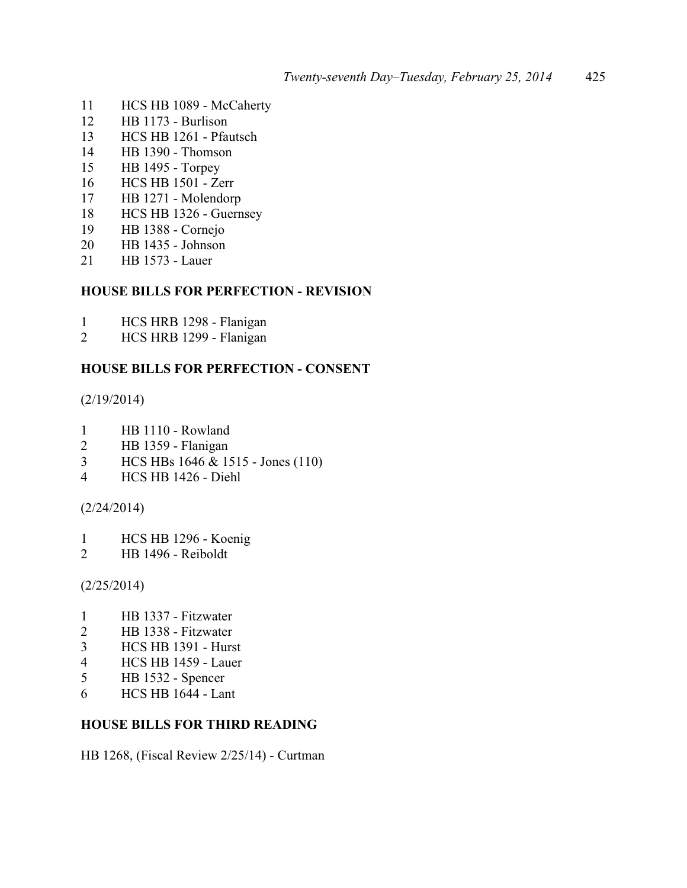11 HCS HB 1089 - McCaherty
12 HB 1173 - Burlison
13 HCS HB 1261 - Pfautsch
14 HB 1390 - Thomson
15 HB 1495 - Torpey
16 HCS HB 1501 - Zerr
17 HB 1271 - Molendorp
18 HCS HB 1326 - Guernsey
19 HB 1388 - Cornejo
20 HB 1435 - Johnson
21 HB 1573 - Lauer

**HOUSE BILLS FOR PERFECTION - REVISION**

1 HCS HRB 1298 - Flanigan
2 HCS HRB 1299 - Flanigan

**HOUSE BILLS FOR PERFECTION - CONSENT**

(2/19/2014)

1 HB 1110 - Rowland
2 HB 1359 - Flanigan
3 HCS HBs 1646 & 1515 - Jones (110)
4 HCS HB 1426 - Diehl

(2/24/2014)

1 HCS HB 1296 - Koenig
2 HB 1496 - Reiboldt

(2/25/2014)

1 HB 1337 - Fitzwater
2 HB 1338 - Fitzwater
3 HCS HB 1391 - Hurst
4 HCS HB 1459 - Lauer
5 HB 1532 - Spencer
6 HCS HB 1644 - Lant

**HOUSE BILLS FOR THIRD READING**

HB 1268, (Fiscal Review 2/25/14) - Curtman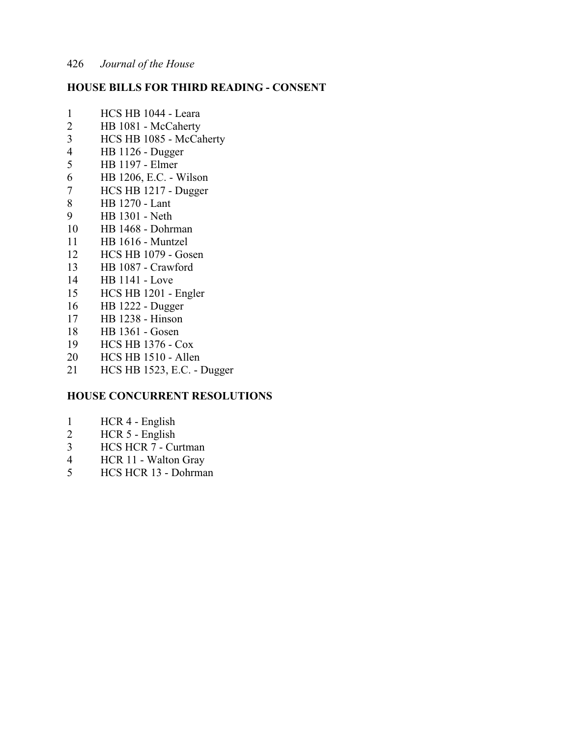## HOUSE BILLS FOR THIRD READING - CONSENT

1 HCS HB 1044 - Leara
2 HB 1081 - McCaherty
3 HCS HB 1085 - McCaherty
4 HB 1126 - Dugger
5 HB 1197 - Elmer
6 HB 1206, E.C. - Wilson
7 HCS HB 1217 - Dugger
8 HB 1270 - Lant
9 HB 1301 - Neth
10 HB 1468 - Dohrman
11 HB 1616 - Muntzel
12 HCS HB 1079 - Gosen
13 HB 1087 - Crawford
14 HB 1141 - Love
15 HCS HB 1201 - Engler
16 HB 1222 - Dugger
17 HB 1238 - Hinson
18 HB 1361 - Gosen
19 HCS HB 1376 - Cox
20 HCS HB 1510 - Allen
21 HCS HB 1523, E.C. - Dugger

## HOUSE CONCURRENT RESOLUTIONS

1 HCR 4 - English
2 HCR 5 - English
3 HCS HCR 7 - Curtman
4 HCR 11 - Walton Gray
5 HCS HCR 13 - Dohrman